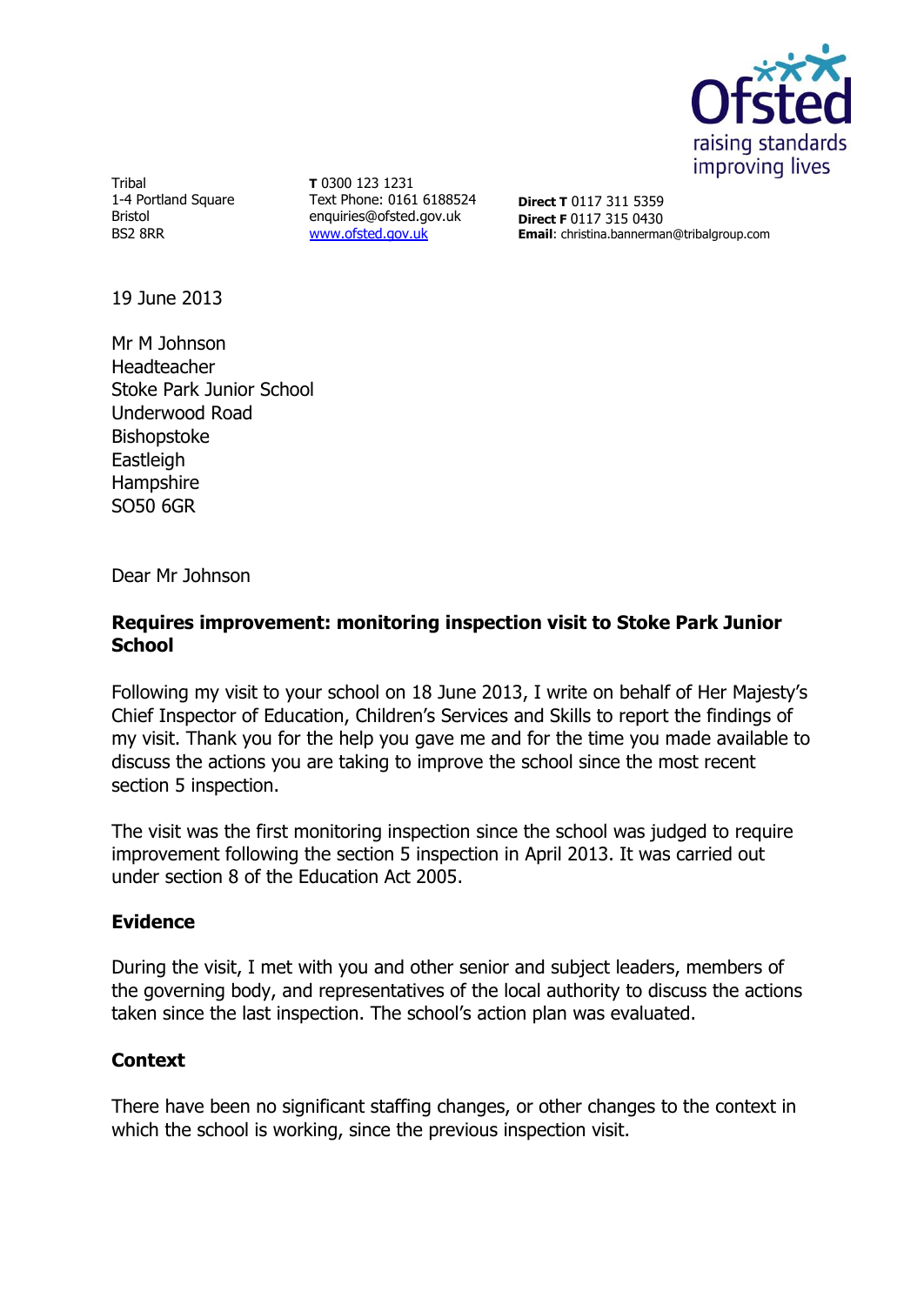Tribal
1-4 Portland Square
Bristol
BS2 8RR

**T** 0300 123 1231
Text Phone: 0161 6188524
enquiries@ofsted.gov.uk
www.ofsted.gov.uk

**Direct T** 0117 311 5359
**Direct F** 0117 315 0430
**Email**: christina.bannerman@tribalgroup.com

19 June 2013

Mr M Johnson
Headteacher
Stoke Park Junior School
Underwood Road
Bishopstoke
Eastleigh
Hampshire
SO50 6GR

Dear Mr Johnson

**Requires improvement: monitoring inspection visit to Stoke Park Junior School**

Following my visit to your school on 18 June 2013, I write on behalf of Her Majesty's Chief Inspector of Education, Children's Services and Skills to report the findings of my visit. Thank you for the help you gave me and for the time you made available to discuss the actions you are taking to improve the school since the most recent section 5 inspection.

The visit was the first monitoring inspection since the school was judged to require improvement following the section 5 inspection in April 2013. It was carried out under section 8 of the Education Act 2005.

## Evidence

During the visit, I met with you and other senior and subject leaders, members of the governing body, and representatives of the local authority to discuss the actions taken since the last inspection. The school's action plan was evaluated.

## Context

There have been no significant staffing changes, or other changes to the context in which the school is working, since the previous inspection visit.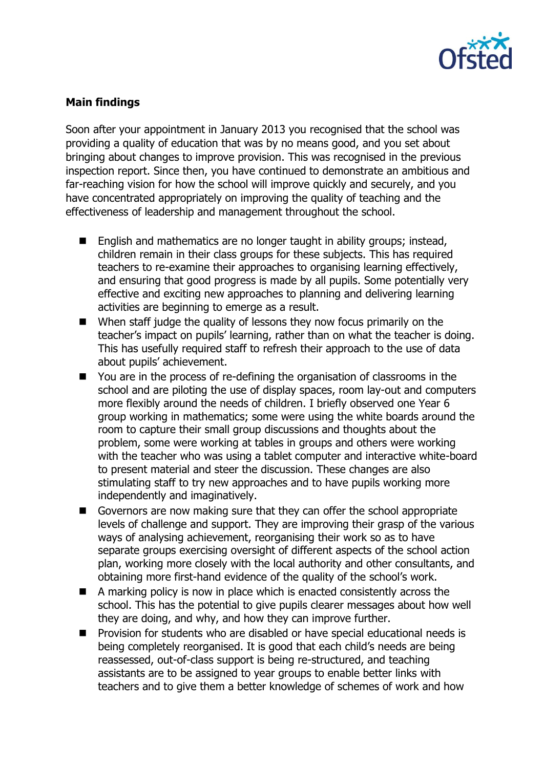**Main findings**

Soon after your appointment in January 2013 you recognised that the school was providing a quality of education that was by no means good, and you set about bringing about changes to improve provision. This was recognised in the previous inspection report. Since then, you have continued to demonstrate an ambitious and far-reaching vision for how the school will improve quickly and securely, and you have concentrated appropriately on improving the quality of teaching and the effectiveness of leadership and management throughout the school.

- English and mathematics are no longer taught in ability groups; instead, children remain in their class groups for these subjects. This has required teachers to re-examine their approaches to organising learning effectively, and ensuring that good progress is made by all pupils. Some potentially very effective and exciting new approaches to planning and delivering learning activities are beginning to emerge as a result.
- When staff judge the quality of lessons they now focus primarily on the teacher's impact on pupils' learning, rather than on what the teacher is doing. This has usefully required staff to refresh their approach to the use of data about pupils' achievement.
- You are in the process of re-defining the organisation of classrooms in the school and are piloting the use of display spaces, room lay-out and computers more flexibly around the needs of children. I briefly observed one Year 6 group working in mathematics; some were using the white boards around the room to capture their small group discussions and thoughts about the problem, some were working at tables in groups and others were working with the teacher who was using a tablet computer and interactive white-board to present material and steer the discussion. These changes are also stimulating staff to try new approaches and to have pupils working more independently and imaginatively.
- Governors are now making sure that they can offer the school appropriate levels of challenge and support. They are improving their grasp of the various ways of analysing achievement, reorganising their work so as to have separate groups exercising oversight of different aspects of the school action plan, working more closely with the local authority and other consultants, and obtaining more first-hand evidence of the quality of the school's work.
- A marking policy is now in place which is enacted consistently across the school. This has the potential to give pupils clearer messages about how well they are doing, and why, and how they can improve further.
- Provision for students who are disabled or have special educational needs is being completely reorganised. It is good that each child's needs are being reassessed, out-of-class support is being re-structured, and teaching assistants are to be assigned to year groups to enable better links with teachers and to give them a better knowledge of schemes of work and how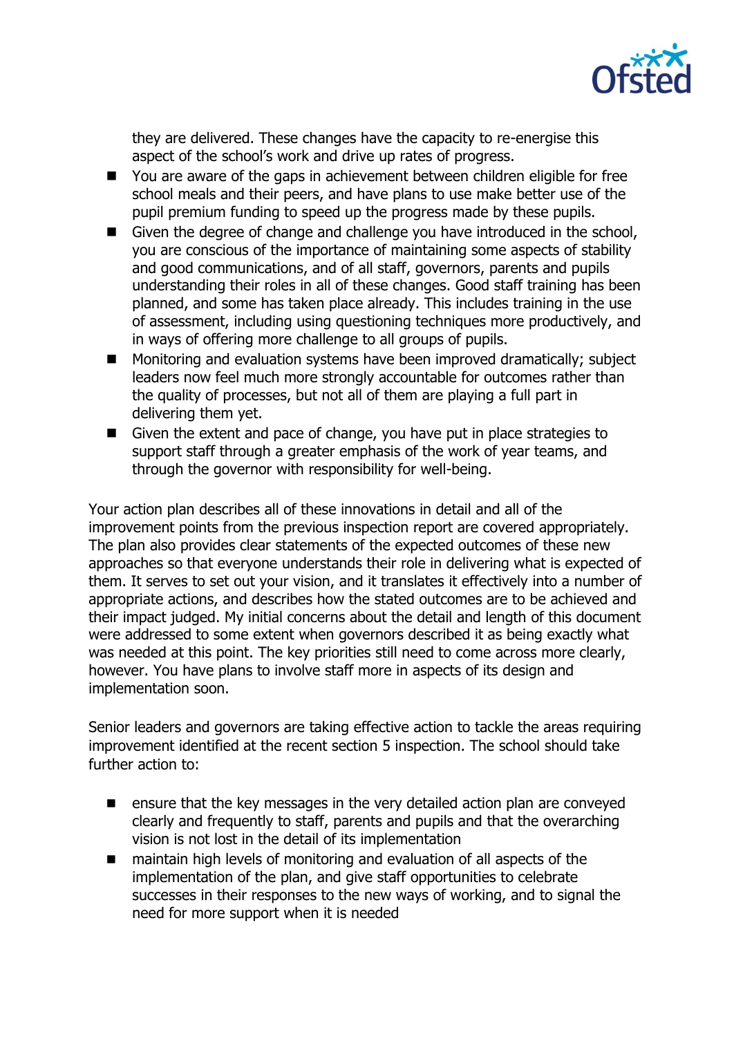they are delivered. These changes have the capacity to re-energise this aspect of the school's work and drive up rates of progress.

- You are aware of the gaps in achievement between children eligible for free school meals and their peers, and have plans to use make better use of the pupil premium funding to speed up the progress made by these pupils.
- Given the degree of change and challenge you have introduced in the school, you are conscious of the importance of maintaining some aspects of stability and good communications, and of all staff, governors, parents and pupils understanding their roles in all of these changes. Good staff training has been planned, and some has taken place already. This includes training in the use of assessment, including using questioning techniques more productively, and in ways of offering more challenge to all groups of pupils.
- Monitoring and evaluation systems have been improved dramatically; subject leaders now feel much more strongly accountable for outcomes rather than the quality of processes, but not all of them are playing a full part in delivering them yet.
- Given the extent and pace of change, you have put in place strategies to support staff through a greater emphasis of the work of year teams, and through the governor with responsibility for well-being.

Your action plan describes all of these innovations in detail and all of the improvement points from the previous inspection report are covered appropriately. The plan also provides clear statements of the expected outcomes of these new approaches so that everyone understands their role in delivering what is expected of them. It serves to set out your vision, and it translates it effectively into a number of appropriate actions, and describes how the stated outcomes are to be achieved and their impact judged. My initial concerns about the detail and length of this document were addressed to some extent when governors described it as being exactly what was needed at this point. The key priorities still need to come across more clearly, however. You have plans to involve staff more in aspects of its design and implementation soon.

Senior leaders and governors are taking effective action to tackle the areas requiring improvement identified at the recent section 5 inspection. The school should take further action to:

- ensure that the key messages in the very detailed action plan are conveyed clearly and frequently to staff, parents and pupils and that the overarching vision is not lost in the detail of its implementation
- maintain high levels of monitoring and evaluation of all aspects of the implementation of the plan, and give staff opportunities to celebrate successes in their responses to the new ways of working, and to signal the need for more support when it is needed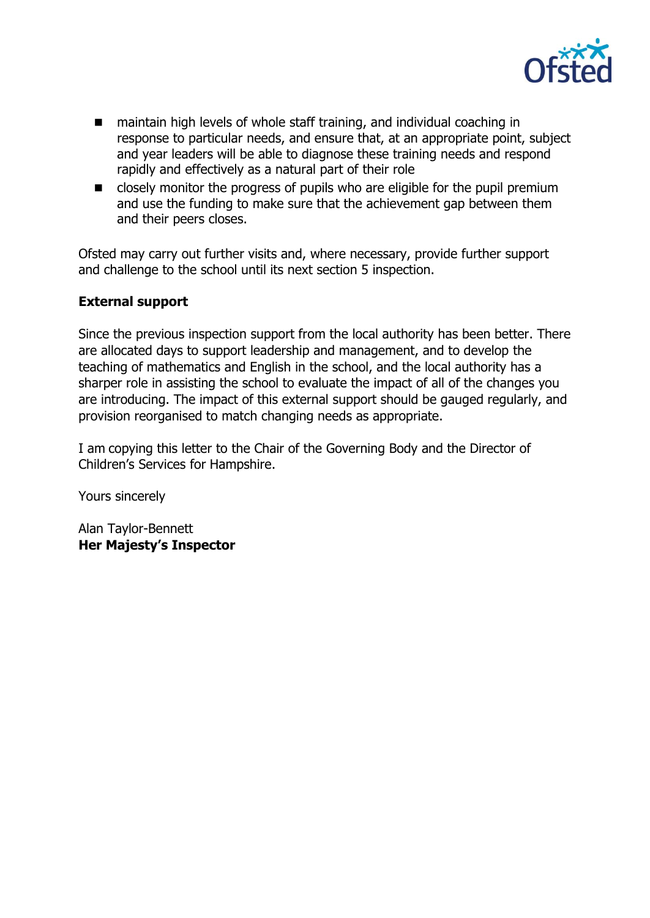- maintain high levels of whole staff training, and individual coaching in response to particular needs, and ensure that, at an appropriate point, subject and year leaders will be able to diagnose these training needs and respond rapidly and effectively as a natural part of their role
- closely monitor the progress of pupils who are eligible for the pupil premium and use the funding to make sure that the achievement gap between them and their peers closes.

Ofsted may carry out further visits and, where necessary, provide further support and challenge to the school until its next section 5 inspection.

**External support**

Since the previous inspection support from the local authority has been better. There are allocated days to support leadership and management, and to develop the teaching of mathematics and English in the school, and the local authority has a sharper role in assisting the school to evaluate the impact of all of the changes you are introducing. The impact of this external support should be gauged regularly, and provision reorganised to match changing needs as appropriate.

I am copying this letter to the Chair of the Governing Body and the Director of Children's Services for Hampshire.

Yours sincerely

Alan Taylor-Bennett
**Her Majesty's Inspector**